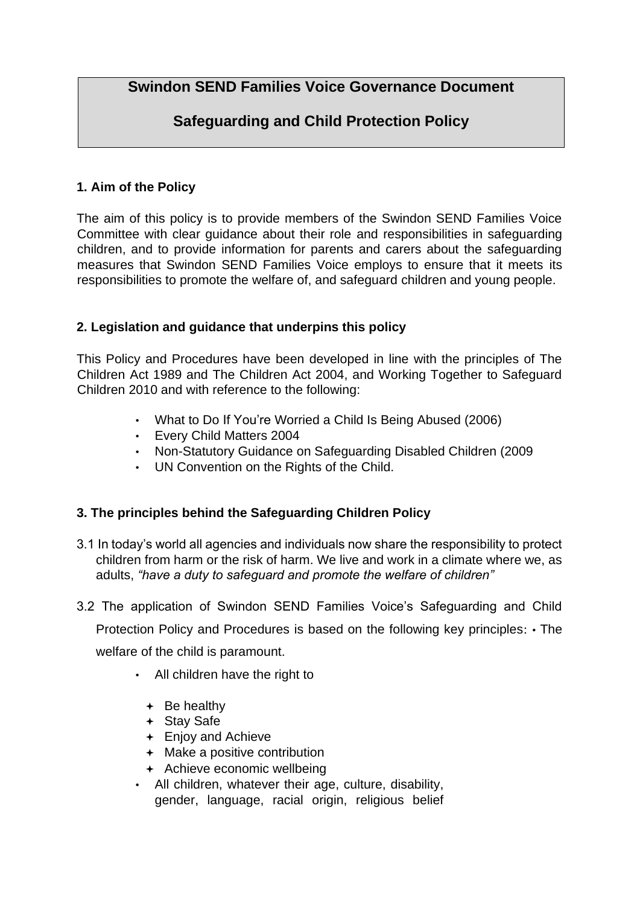# Swindon SEND Families Voice Governance Document

## Safeguarding and Child Protection Policy

### 1. Aim of the Policy

The aim of this policy is to provide members of the Swindon SEND Families Voice Committee with clear guidance about their role and responsibilities in safeguarding children, and to provide information for parents and carers about the safeguarding measures that Swindon SEND Families Voice employs to ensure that it meets its responsibilities to promote the welfare of, and safeguard children and young people.

### 2. Legislation and guidance that underpins this policy

This Policy and Procedures have been developed in line with the principles of The Children Act 1989 and The Children Act 2004, and Working Together to Safeguard Children 2010 and with reference to the following:

- What to Do If You're Worried a Child Is Being Abused (2006)
- Every Child Matters 2004
- Non-Statutory Guidance on Safeguarding Disabled Children (2009
- UN Convention on the Rights of the Child.

### 3. The principles behind the Safeguarding Children Policy

3.1 In today's world all agencies and individuals now share the responsibility to protect children from harm or the risk of harm. We live and work in a climate where we, as adults, *"have a duty to safeguard and promote the welfare of children"*

3.2 The application of Swindon SEND Families Voice's Safeguarding and Child Protection Policy and Procedures is based on the following key principles: • The welfare of the child is paramount.

- All children have the right to
  - Be healthy
  - Stay Safe
  - Enjoy and Achieve
  - Make a positive contribution
  - Achieve economic wellbeing
- All children, whatever their age, culture, disability, gender, language, racial origin, religious belief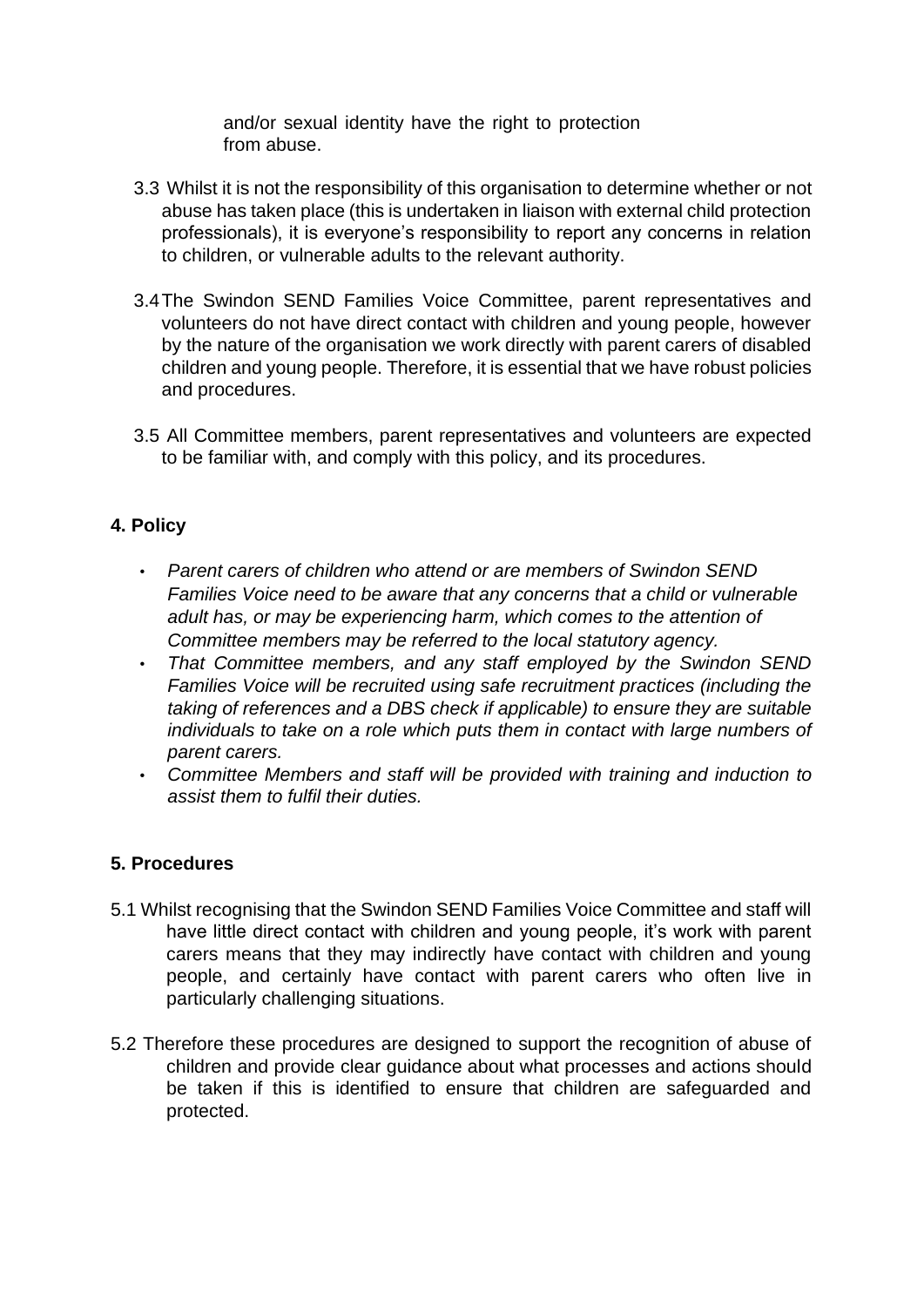and/or sexual identity have the right to protection from abuse.

3.3 Whilst it is not the responsibility of this organisation to determine whether or not abuse has taken place (this is undertaken in liaison with external child protection professionals), it is everyone's responsibility to report any concerns in relation to children, or vulnerable adults to the relevant authority.

3.4 The Swindon SEND Families Voice Committee, parent representatives and volunteers do not have direct contact with children and young people, however by the nature of the organisation we work directly with parent carers of disabled children and young people. Therefore, it is essential that we have robust policies and procedures.

3.5 All Committee members, parent representatives and volunteers are expected to be familiar with, and comply with this policy, and its procedures.

## 4. Policy

- *Parent carers of children who attend or are members of Swindon SEND Families Voice need to be aware that any concerns that a child or vulnerable adult has, or may be experiencing harm, which comes to the attention of Committee members may be referred to the local statutory agency.*
- *That Committee members, and any staff employed by the Swindon SEND Families Voice will be recruited using safe recruitment practices (including the taking of references and a DBS check if applicable) to ensure they are suitable individuals to take on a role which puts them in contact with large numbers of parent carers.*
- *Committee Members and staff will be provided with training and induction to assist them to fulfil their duties.*

## 5. Procedures

5.1 Whilst recognising that the Swindon SEND Families Voice Committee and staff will have little direct contact with children and young people, it's work with parent carers means that they may indirectly have contact with children and young people, and certainly have contact with parent carers who often live in particularly challenging situations.

5.2 Therefore these procedures are designed to support the recognition of abuse of children and provide clear guidance about what processes and actions should be taken if this is identified to ensure that children are safeguarded and protected.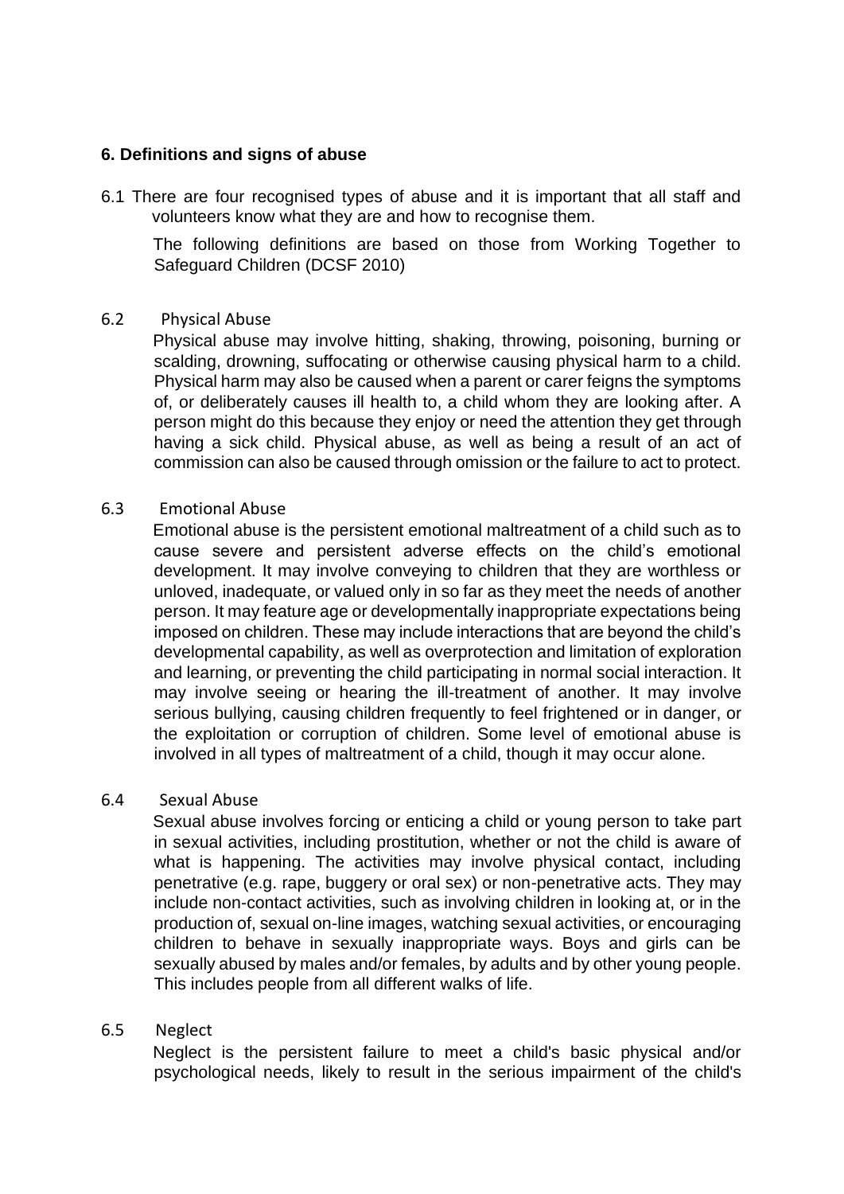### 6. Definitions and signs of abuse

6.1 There are four recognised types of abuse and it is important that all staff and volunteers know what they are and how to recognise them.

The following definitions are based on those from Working Together to Safeguard Children (DCSF 2010)

6.2 Physical Abuse

Physical abuse may involve hitting, shaking, throwing, poisoning, burning or scalding, drowning, suffocating or otherwise causing physical harm to a child. Physical harm may also be caused when a parent or carer feigns the symptoms of, or deliberately causes ill health to, a child whom they are looking after. A person might do this because they enjoy or need the attention they get through having a sick child. Physical abuse, as well as being a result of an act of commission can also be caused through omission or the failure to act to protect.

6.3 Emotional Abuse

Emotional abuse is the persistent emotional maltreatment of a child such as to cause severe and persistent adverse effects on the child's emotional development. It may involve conveying to children that they are worthless or unloved, inadequate, or valued only in so far as they meet the needs of another person. It may feature age or developmentally inappropriate expectations being imposed on children. These may include interactions that are beyond the child's developmental capability, as well as overprotection and limitation of exploration and learning, or preventing the child participating in normal social interaction. It may involve seeing or hearing the ill-treatment of another. It may involve serious bullying, causing children frequently to feel frightened or in danger, or the exploitation or corruption of children. Some level of emotional abuse is involved in all types of maltreatment of a child, though it may occur alone.

6.4 Sexual Abuse

Sexual abuse involves forcing or enticing a child or young person to take part in sexual activities, including prostitution, whether or not the child is aware of what is happening. The activities may involve physical contact, including penetrative (e.g. rape, buggery or oral sex) or non-penetrative acts. They may include non-contact activities, such as involving children in looking at, or in the production of, sexual on-line images, watching sexual activities, or encouraging children to behave in sexually inappropriate ways. Boys and girls can be sexually abused by males and/or females, by adults and by other young people. This includes people from all different walks of life.

6.5 Neglect

Neglect is the persistent failure to meet a child's basic physical and/or psychological needs, likely to result in the serious impairment of the child's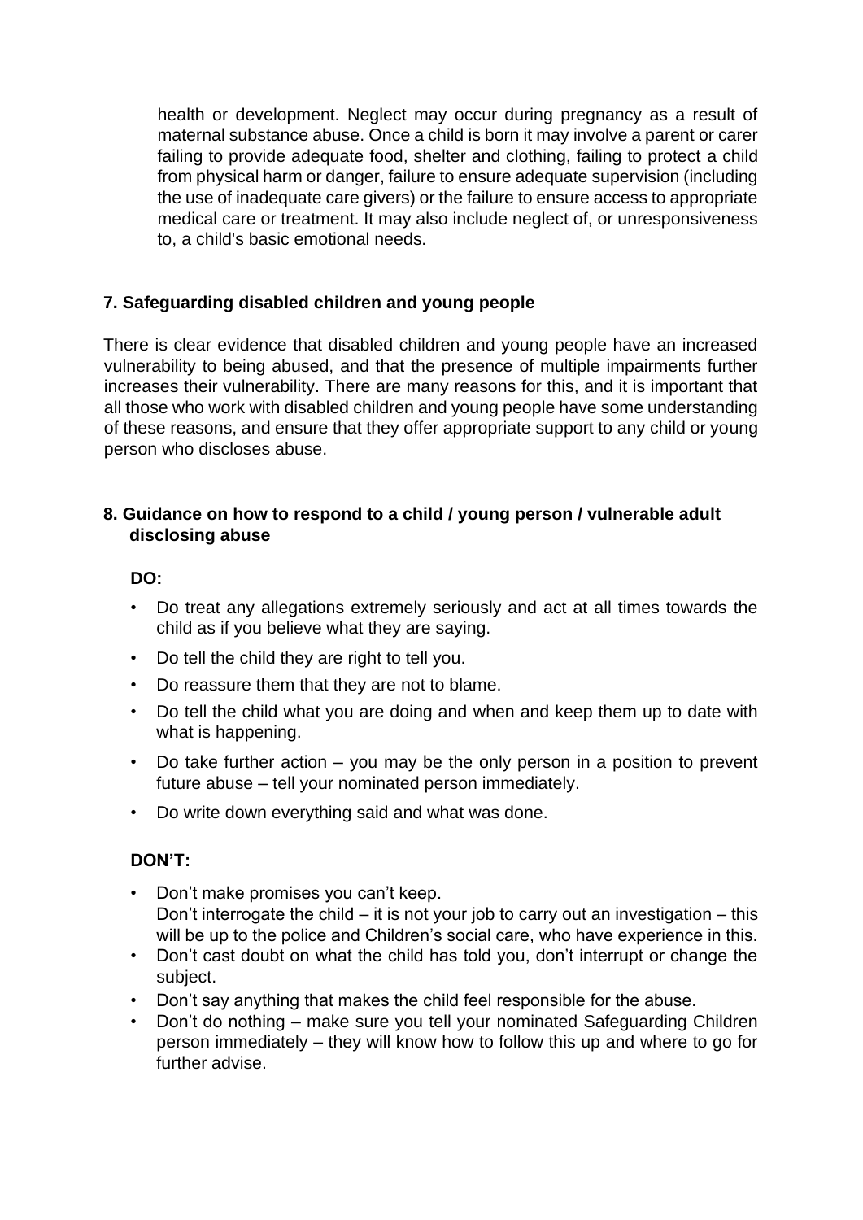health or development. Neglect may occur during pregnancy as a result of maternal substance abuse. Once a child is born it may involve a parent or carer failing to provide adequate food, shelter and clothing, failing to protect a child from physical harm or danger, failure to ensure adequate supervision (including the use of inadequate care givers) or the failure to ensure access to appropriate medical care or treatment. It may also include neglect of, or unresponsiveness to, a child's basic emotional needs.

## 7. Safeguarding disabled children and young people

There is clear evidence that disabled children and young people have an increased vulnerability to being abused, and that the presence of multiple impairments further increases their vulnerability. There are many reasons for this, and it is important that all those who work with disabled children and young people have some understanding of these reasons, and ensure that they offer appropriate support to any child or young person who discloses abuse.

## 8. Guidance on how to respond to a child / young person / vulnerable adult disclosing abuse

**DO:**

- Do treat any allegations extremely seriously and act at all times towards the child as if you believe what they are saying.
- Do tell the child they are right to tell you.
- Do reassure them that they are not to blame.
- Do tell the child what you are doing and when and keep them up to date with what is happening.
- Do take further action – you may be the only person in a position to prevent future abuse – tell your nominated person immediately.
- Do write down everything said and what was done.

**DON'T:**

- Don't make promises you can't keep.
  Don't interrogate the child – it is not your job to carry out an investigation – this will be up to the police and Children's social care, who have experience in this.
- Don't cast doubt on what the child has told you, don't interrupt or change the subject.
- Don't say anything that makes the child feel responsible for the abuse.
- Don't do nothing – make sure you tell your nominated Safeguarding Children person immediately – they will know how to follow this up and where to go for further advise.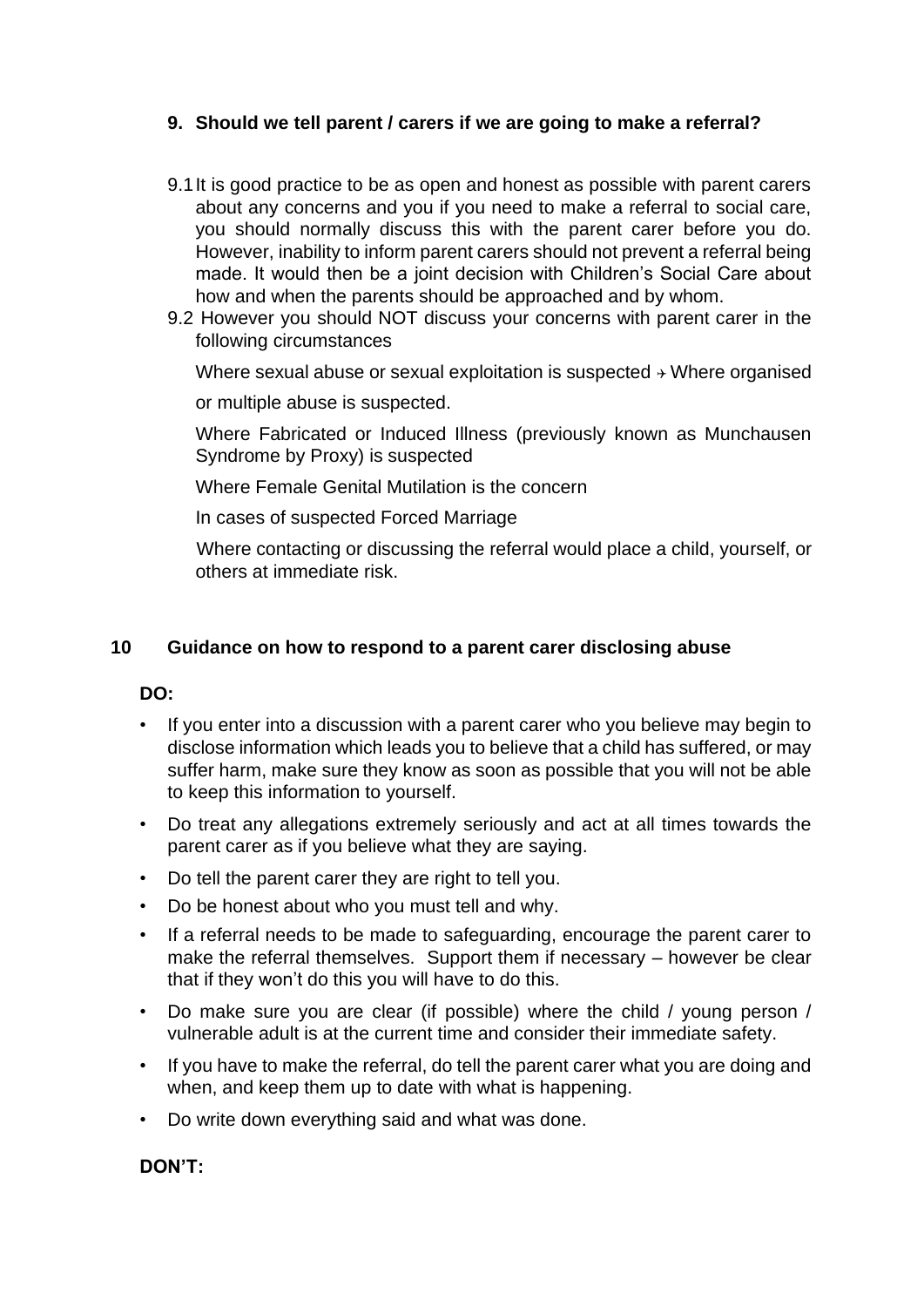## 9. Should we tell parent / carers if we are going to make a referral?

9.1 It is good practice to be as open and honest as possible with parent carers about any concerns and you if you need to make a referral to social care, you should normally discuss this with the parent carer before you do. However, inability to inform parent carers should not prevent a referral being made. It would then be a joint decision with Children's Social Care about how and when the parents should be approached and by whom.

9.2 However you should NOT discuss your concerns with parent carer in the following circumstances

Where sexual abuse or sexual exploitation is suspected ✈ Where organised or multiple abuse is suspected.

Where Fabricated or Induced Illness (previously known as Munchausen Syndrome by Proxy) is suspected

Where Female Genital Mutilation is the concern

In cases of suspected Forced Marriage

Where contacting or discussing the referral would place a child, yourself, or others at immediate risk.

## 10 Guidance on how to respond to a parent carer disclosing abuse

**DO:**

- If you enter into a discussion with a parent carer who you believe may begin to disclose information which leads you to believe that a child has suffered, or may suffer harm, make sure they know as soon as possible that you will not be able to keep this information to yourself.
- Do treat any allegations extremely seriously and act at all times towards the parent carer as if you believe what they are saying.
- Do tell the parent carer they are right to tell you.
- Do be honest about who you must tell and why.
- If a referral needs to be made to safeguarding, encourage the parent carer to make the referral themselves. Support them if necessary – however be clear that if they won't do this you will have to do this.
- Do make sure you are clear (if possible) where the child / young person / vulnerable adult is at the current time and consider their immediate safety.
- If you have to make the referral, do tell the parent carer what you are doing and when, and keep them up to date with what is happening.
- Do write down everything said and what was done.

**DON'T:**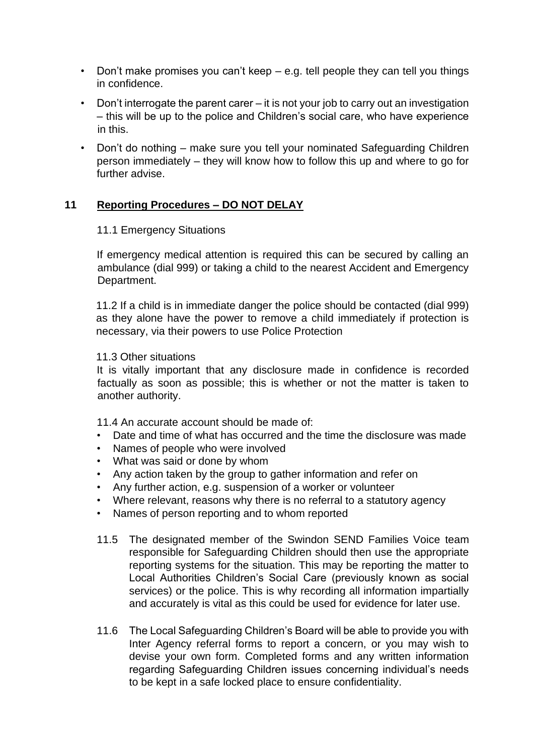- Don't make promises you can't keep – e.g. tell people they can tell you things in confidence.
- Don't interrogate the parent carer – it is not your job to carry out an investigation – this will be up to the police and Children's social care, who have experience in this.
- Don't do nothing – make sure you tell your nominated Safeguarding Children person immediately – they will know how to follow this up and where to go for further advise.

## 11 Reporting Procedures – DO NOT DELAY

11.1 Emergency Situations

If emergency medical attention is required this can be secured by calling an ambulance (dial 999) or taking a child to the nearest Accident and Emergency Department.

11.2 If a child is in immediate danger the police should be contacted (dial 999) as they alone have the power to remove a child immediately if protection is necessary, via their powers to use Police Protection

11.3 Other situations

It is vitally important that any disclosure made in confidence is recorded factually as soon as possible; this is whether or not the matter is taken to another authority.

11.4 An accurate account should be made of:

- Date and time of what has occurred and the time the disclosure was made
- Names of people who were involved
- What was said or done by whom
- Any action taken by the group to gather information and refer on
- Any further action, e.g. suspension of a worker or volunteer
- Where relevant, reasons why there is no referral to a statutory agency
- Names of person reporting and to whom reported

11.5 The designated member of the Swindon SEND Families Voice team responsible for Safeguarding Children should then use the appropriate reporting systems for the situation. This may be reporting the matter to Local Authorities Children's Social Care (previously known as social services) or the police. This is why recording all information impartially and accurately is vital as this could be used for evidence for later use.

11.6 The Local Safeguarding Children's Board will be able to provide you with Inter Agency referral forms to report a concern, or you may wish to devise your own form. Completed forms and any written information regarding Safeguarding Children issues concerning individual's needs to be kept in a safe locked place to ensure confidentiality.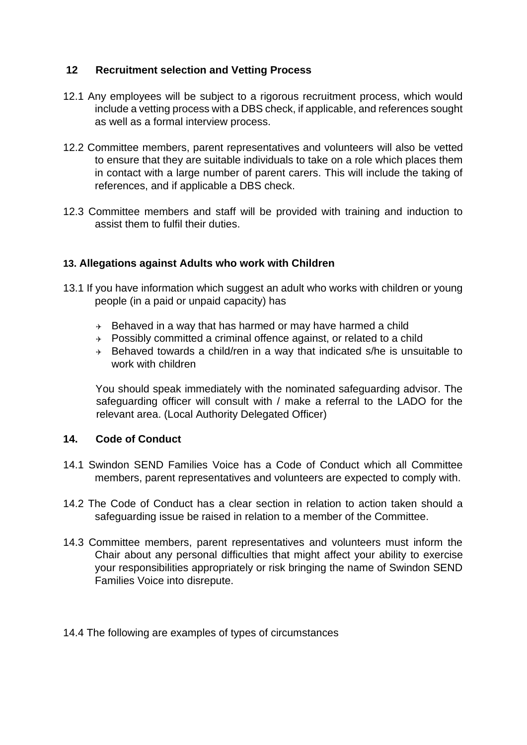## 12 Recruitment selection and Vetting Process

12.1 Any employees will be subject to a rigorous recruitment process, which would include a vetting process with a DBS check, if applicable, and references sought as well as a formal interview process.

12.2 Committee members, parent representatives and volunteers will also be vetted to ensure that they are suitable individuals to take on a role which places them in contact with a large number of parent carers. This will include the taking of references, and if applicable a DBS check.

12.3 Committee members and staff will be provided with training and induction to assist them to fulfil their duties.

## 13. Allegations against Adults who work with Children

13.1 If you have information which suggest an adult who works with children or young people (in a paid or unpaid capacity) has

- Behaved in a way that has harmed or may have harmed a child
- Possibly committed a criminal offence against, or related to a child
- Behaved towards a child/ren in a way that indicated s/he is unsuitable to work with children

You should speak immediately with the nominated safeguarding advisor. The safeguarding officer will consult with / make a referral to the LADO for the relevant area. (Local Authority Delegated Officer)

## 14. Code of Conduct

14.1 Swindon SEND Families Voice has a Code of Conduct which all Committee members, parent representatives and volunteers are expected to comply with.

14.2 The Code of Conduct has a clear section in relation to action taken should a safeguarding issue be raised in relation to a member of the Committee.

14.3 Committee members, parent representatives and volunteers must inform the Chair about any personal difficulties that might affect your ability to exercise your responsibilities appropriately or risk bringing the name of Swindon SEND Families Voice into disrepute.

14.4 The following are examples of types of circumstances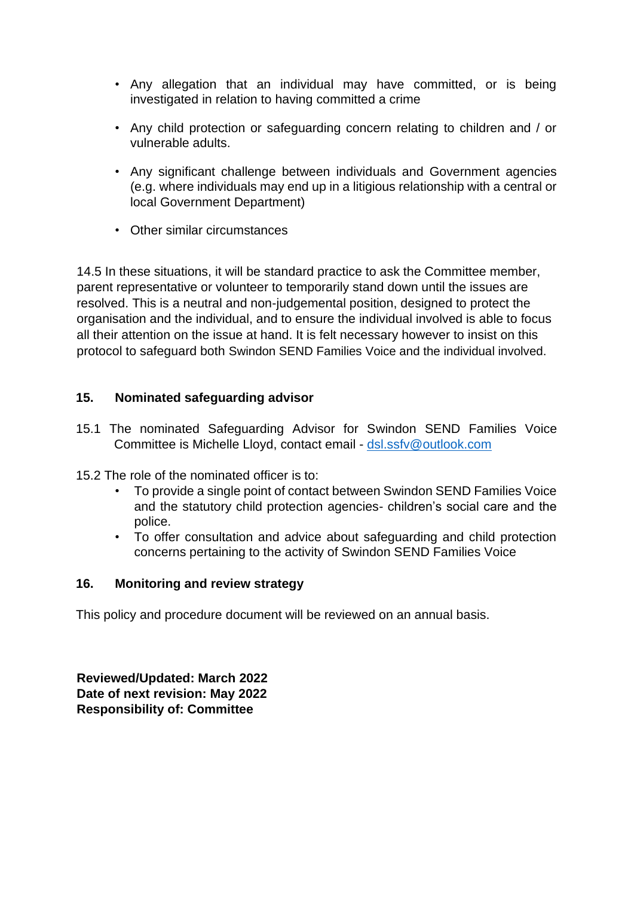- Any allegation that an individual may have committed, or is being investigated in relation to having committed a crime
- Any child protection or safeguarding concern relating to children and / or vulnerable adults.
- Any significant challenge between individuals and Government agencies (e.g. where individuals may end up in a litigious relationship with a central or local Government Department)
- Other similar circumstances

14.5 In these situations, it will be standard practice to ask the Committee member, parent representative or volunteer to temporarily stand down until the issues are resolved. This is a neutral and non-judgemental position, designed to protect the organisation and the individual, and to ensure the individual involved is able to focus all their attention on the issue at hand. It is felt necessary however to insist on this protocol to safeguard both Swindon SEND Families Voice and the individual involved.

## 15. Nominated safeguarding advisor

15.1 The nominated Safeguarding Advisor for Swindon SEND Families Voice Committee is Michelle Lloyd, contact email - dsl.ssfv@outlook.com

15.2 The role of the nominated officer is to:

- To provide a single point of contact between Swindon SEND Families Voice and the statutory child protection agencies- children's social care and the police.
- To offer consultation and advice about safeguarding and child protection concerns pertaining to the activity of Swindon SEND Families Voice

## 16. Monitoring and review strategy

This policy and procedure document will be reviewed on an annual basis.

**Reviewed/Updated: March 2022**
**Date of next revision: May 2022**
**Responsibility of: Committee**